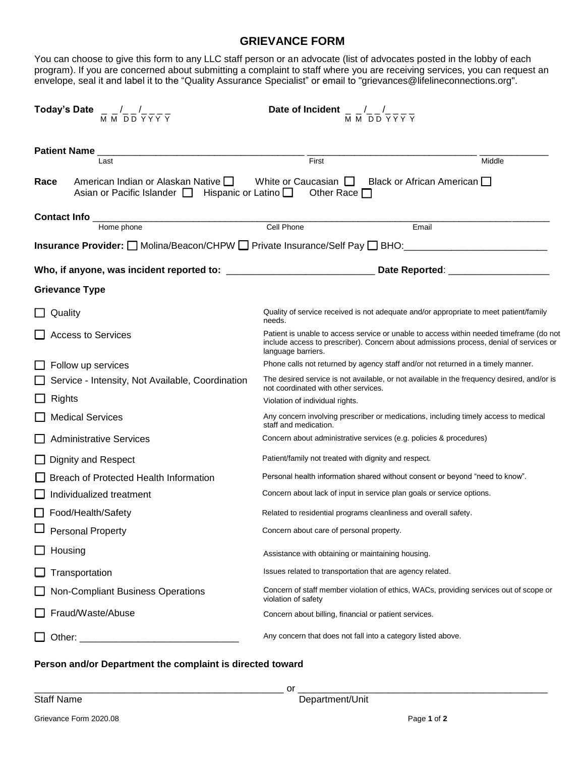# GRIEVANCE FORM

You can choose to give this form to any LLC staff person or an advocate (list of advocates posted in the lobby of each program). If you are concerned about submitting a complaint to staff where you are receiving services, you can request an envelope, seal it and label it to the "Quality Assurance Specialist" or email to "grievances@lifelineconnections.org".

**Today's Date** _ _/_ _/_ _ _ _ (MM DD YYYY) **Date of Incident** _ _/_ _/_ _ _ _ (MM DD YYYY)

**Patient Name** ______________________ ______________________ ______________
Last First Middle

**Race** American Indian or Alaskan Native ☐ White or Caucasian ☐ Black or African American ☐ Asian or Pacific Islander ☐ Hispanic or Latino ☐ Other Race ☐

**Contact Info** ____________________________________________________________
Home phone Cell Phone Email

**Insurance Provider:** ☐ Molina/Beacon/CHPW ☐ Private Insurance/Self Pay ☐ BHO:__________________

**Who, if anyone, was incident reported to:** ____________________ **Date Reported**: ______________

**Grievance Type**

| | |
|---|---|
| ☐ Quality | Quality of service received is not adequate and/or appropriate to meet patient/family needs. |
| ☐ Access to Services | Patient is unable to access service or unable to access within needed timeframe (do not include access to prescriber). Concern about admissions process, denial of services or language barriers. |
| ☐ Follow up services | Phone calls not returned by agency staff and/or not returned in a timely manner. |
| ☐ Service - Intensity, Not Available, Coordination | The desired service is not available, or not available in the frequency desired, and/or is not coordinated with other services. |
| ☐ Rights | Violation of individual rights. |
| ☐ Medical Services | Any concern involving prescriber or medications, including timely access to medical staff and medication. |
| ☐ Administrative Services | Concern about administrative services (e.g. policies & procedures) |
| ☐ Dignity and Respect | Patient/family not treated with dignity and respect. |
| ☐ Breach of Protected Health Information | Personal health information shared without consent or beyond "need to know". |
| ☐ Individualized treatment | Concern about lack of input in service plan goals or service options. |
| ☐ Food/Health/Safety | Related to residential programs cleanliness and overall safety. |
| ☐ Personal Property | Concern about care of personal property. |
| ☐ Housing | Assistance with obtaining or maintaining housing. |
| ☐ Transportation | Issues related to transportation that are agency related. |
| ☐ Non-Compliant Business Operations | Concern of staff member violation of ethics, WACs, providing services out of scope or violation of safety |
| ☐ Fraud/Waste/Abuse | Concern about billing, financial or patient services. |
| ☐ Other: ______________________ | Any concern that does not fall into a category listed above. |

**Person and/or Department the complaint is directed toward**

______________________________ or ______________________________
Staff Name Department/Unit

Grievance Form 2020.08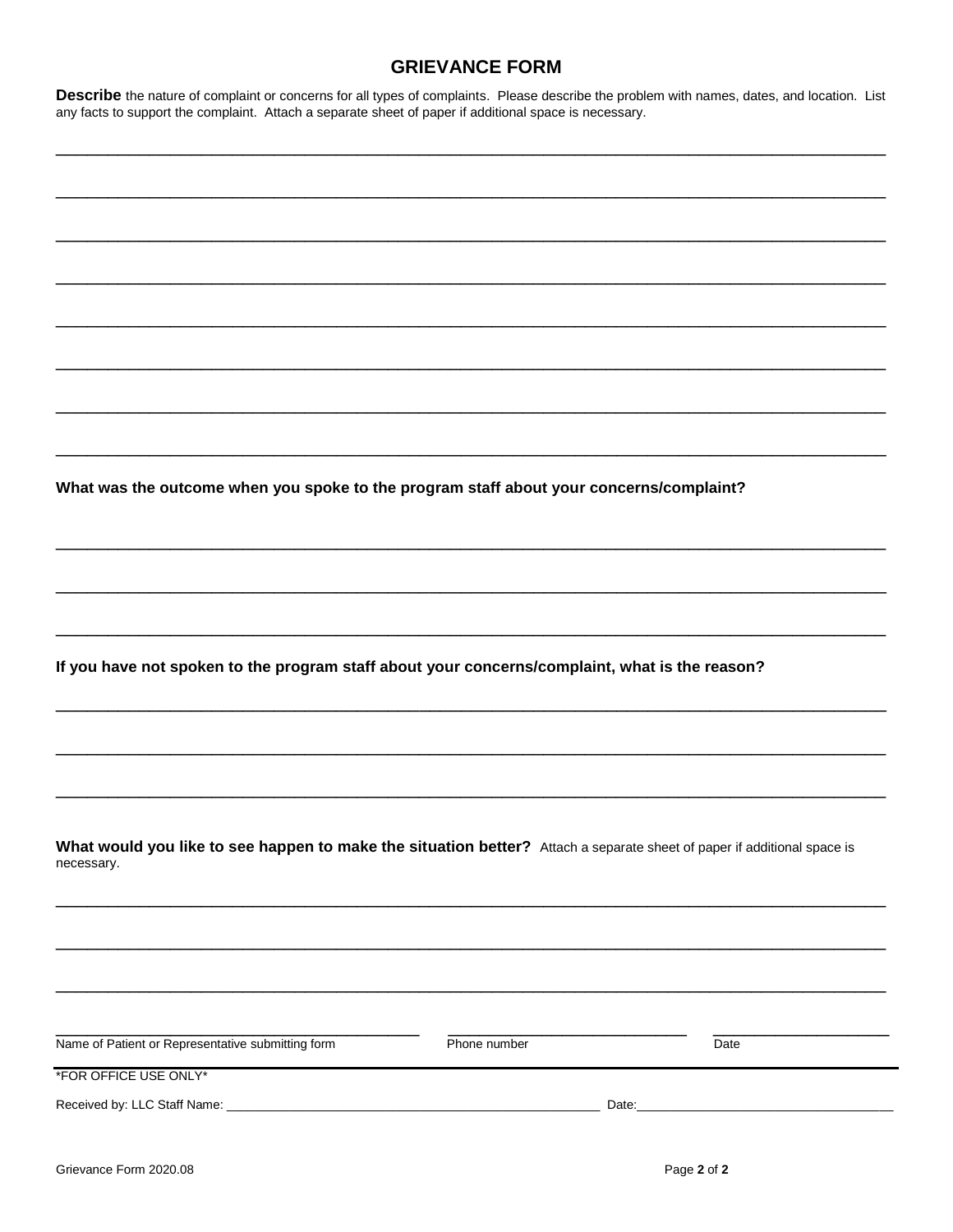# GRIEVANCE FORM

**Describe** the nature of complaint or concerns for all types of complaints. Please describe the problem with names, dates, and location. List any facts to support the complaint. Attach a separate sheet of paper if additional space is necessary.

______________________________________________________________________________

______________________________________________________________________________

______________________________________________________________________________

______________________________________________________________________________

______________________________________________________________________________

______________________________________________________________________________

______________________________________________________________________________

______________________________________________________________________________

**What was the outcome when you spoke to the program staff about your concerns/complaint?**

______________________________________________________________________________

______________________________________________________________________________

______________________________________________________________________________

**If you have not spoken to the program staff about your concerns/complaint, what is the reason?**

______________________________________________________________________________

______________________________________________________________________________

______________________________________________________________________________

**What would you like to see happen to make the situation better?** Attach a separate sheet of paper if additional space is necessary.

______________________________________________________________________________

______________________________________________________________________________

______________________________________________________________________________

| | | |
|---|---|---|
| ______________________________ | ______________________ | __________________ |
| Name of Patient or Representative submitting form | Phone number | Date |

*FOR OFFICE USE ONLY*

Received by: LLC Staff Name: ______________________________ Date: ______________________

Grievance Form 2020.08